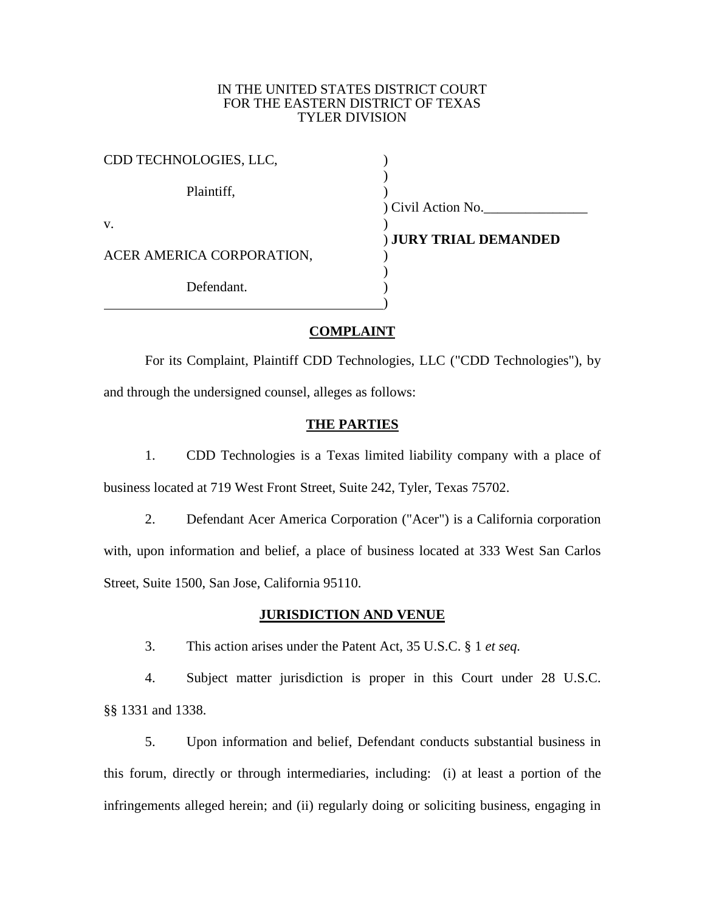IN THE UNITED STATES DISTRICT COURT
FOR THE EASTERN DISTRICT OF TEXAS
TYLER DIVISION

| | |
|---|---|
| CDD TECHNOLOGIES, LLC, | ) |
| | ) |
| Plaintiff, | ) |
| | ) Civil Action No.\_\_\_\_\_\_\_\_\_\_\_\_\_\_\_ |
| v. | ) |
| | ) **JURY TRIAL DEMANDED** |
| ACER AMERICA CORPORATION, | ) |
| | ) |
| Defendant. | ) |
| | ) |

## COMPLAINT

For its Complaint, Plaintiff CDD Technologies, LLC ("CDD Technologies"), by and through the undersigned counsel, alleges as follows:

## THE PARTIES

1. CDD Technologies is a Texas limited liability company with a place of business located at 719 West Front Street, Suite 242, Tyler, Texas 75702.

2. Defendant Acer America Corporation ("Acer") is a California corporation with, upon information and belief, a place of business located at 333 West San Carlos Street, Suite 1500, San Jose, California 95110.

## JURISDICTION AND VENUE

3. This action arises under the Patent Act, 35 U.S.C. § 1 *et seq.*

4. Subject matter jurisdiction is proper in this Court under 28 U.S.C. §§ 1331 and 1338.

5. Upon information and belief, Defendant conducts substantial business in this forum, directly or through intermediaries, including: (i) at least a portion of the infringements alleged herein; and (ii) regularly doing or soliciting business, engaging in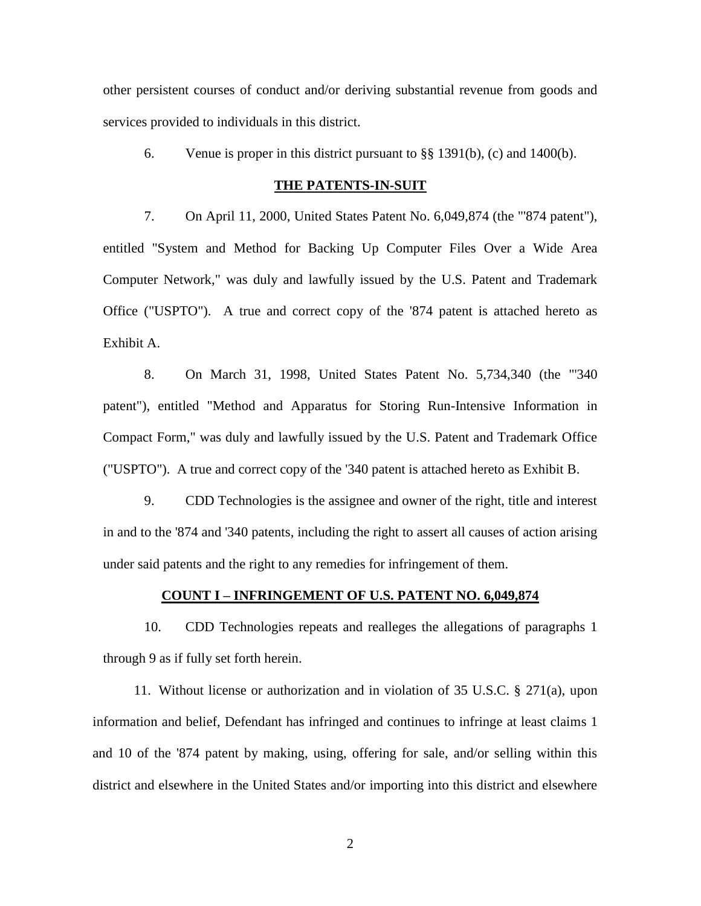other persistent courses of conduct and/or deriving substantial revenue from goods and services provided to individuals in this district.

6. Venue is proper in this district pursuant to §§ 1391(b), (c) and 1400(b).

**THE PATENTS-IN-SUIT**

7. On April 11, 2000, United States Patent No. 6,049,874 (the "'874 patent"), entitled "System and Method for Backing Up Computer Files Over a Wide Area Computer Network," was duly and lawfully issued by the U.S. Patent and Trademark Office ("USPTO"). A true and correct copy of the '874 patent is attached hereto as Exhibit A.

8. On March 31, 1998, United States Patent No. 5,734,340 (the "'340 patent"), entitled "Method and Apparatus for Storing Run-Intensive Information in Compact Form," was duly and lawfully issued by the U.S. Patent and Trademark Office ("USPTO"). A true and correct copy of the '340 patent is attached hereto as Exhibit B.

9. CDD Technologies is the assignee and owner of the right, title and interest in and to the '874 and '340 patents, including the right to assert all causes of action arising under said patents and the right to any remedies for infringement of them.

**COUNT I – INFRINGEMENT OF U.S. PATENT NO. 6,049,874**

10. CDD Technologies repeats and realleges the allegations of paragraphs 1 through 9 as if fully set forth herein.

11. Without license or authorization and in violation of 35 U.S.C. § 271(a), upon information and belief, Defendant has infringed and continues to infringe at least claims 1 and 10 of the '874 patent by making, using, offering for sale, and/or selling within this district and elsewhere in the United States and/or importing into this district and elsewhere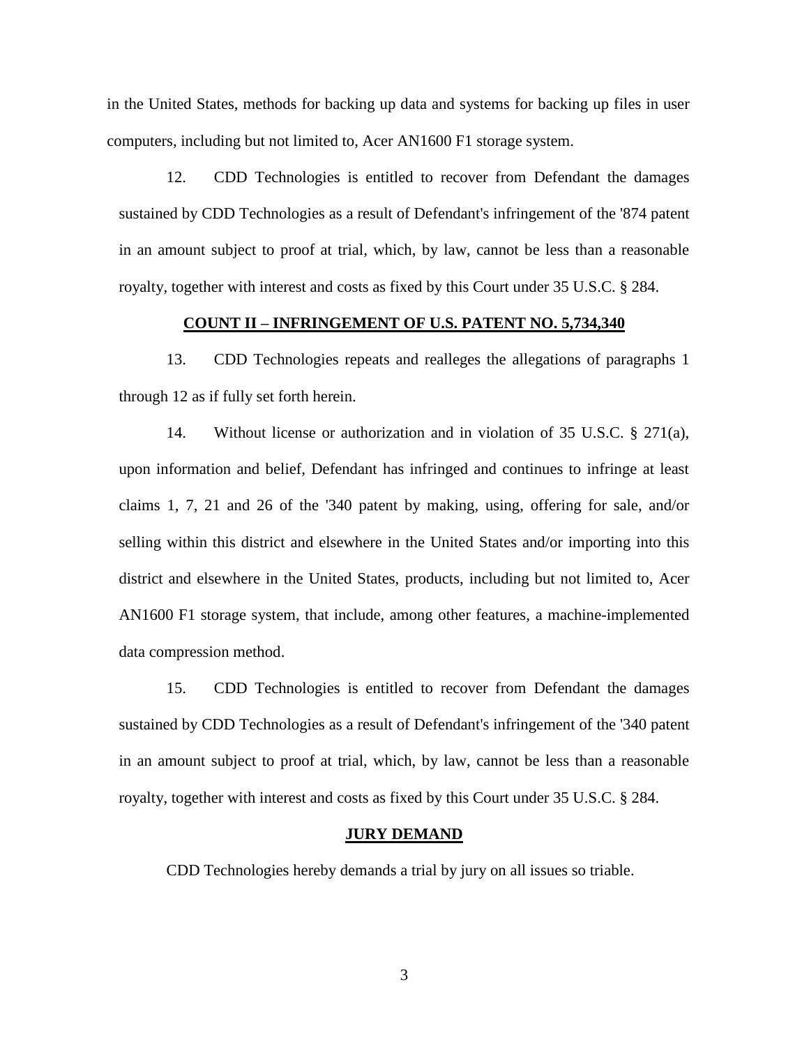in the United States, methods for backing up data and systems for backing up files in user computers, including but not limited to, Acer AN1600 F1 storage system.

12. CDD Technologies is entitled to recover from Defendant the damages sustained by CDD Technologies as a result of Defendant's infringement of the '874 patent in an amount subject to proof at trial, which, by law, cannot be less than a reasonable royalty, together with interest and costs as fixed by this Court under 35 U.S.C. § 284.

## COUNT II – INFRINGEMENT OF U.S. PATENT NO. 5,734,340

13. CDD Technologies repeats and realleges the allegations of paragraphs 1 through 12 as if fully set forth herein.

14. Without license or authorization and in violation of 35 U.S.C. § 271(a), upon information and belief, Defendant has infringed and continues to infringe at least claims 1, 7, 21 and 26 of the '340 patent by making, using, offering for sale, and/or selling within this district and elsewhere in the United States and/or importing into this district and elsewhere in the United States, products, including but not limited to, Acer AN1600 F1 storage system, that include, among other features, a machine-implemented data compression method.

15. CDD Technologies is entitled to recover from Defendant the damages sustained by CDD Technologies as a result of Defendant's infringement of the '340 patent in an amount subject to proof at trial, which, by law, cannot be less than a reasonable royalty, together with interest and costs as fixed by this Court under 35 U.S.C. § 284.

## JURY DEMAND

CDD Technologies hereby demands a trial by jury on all issues so triable.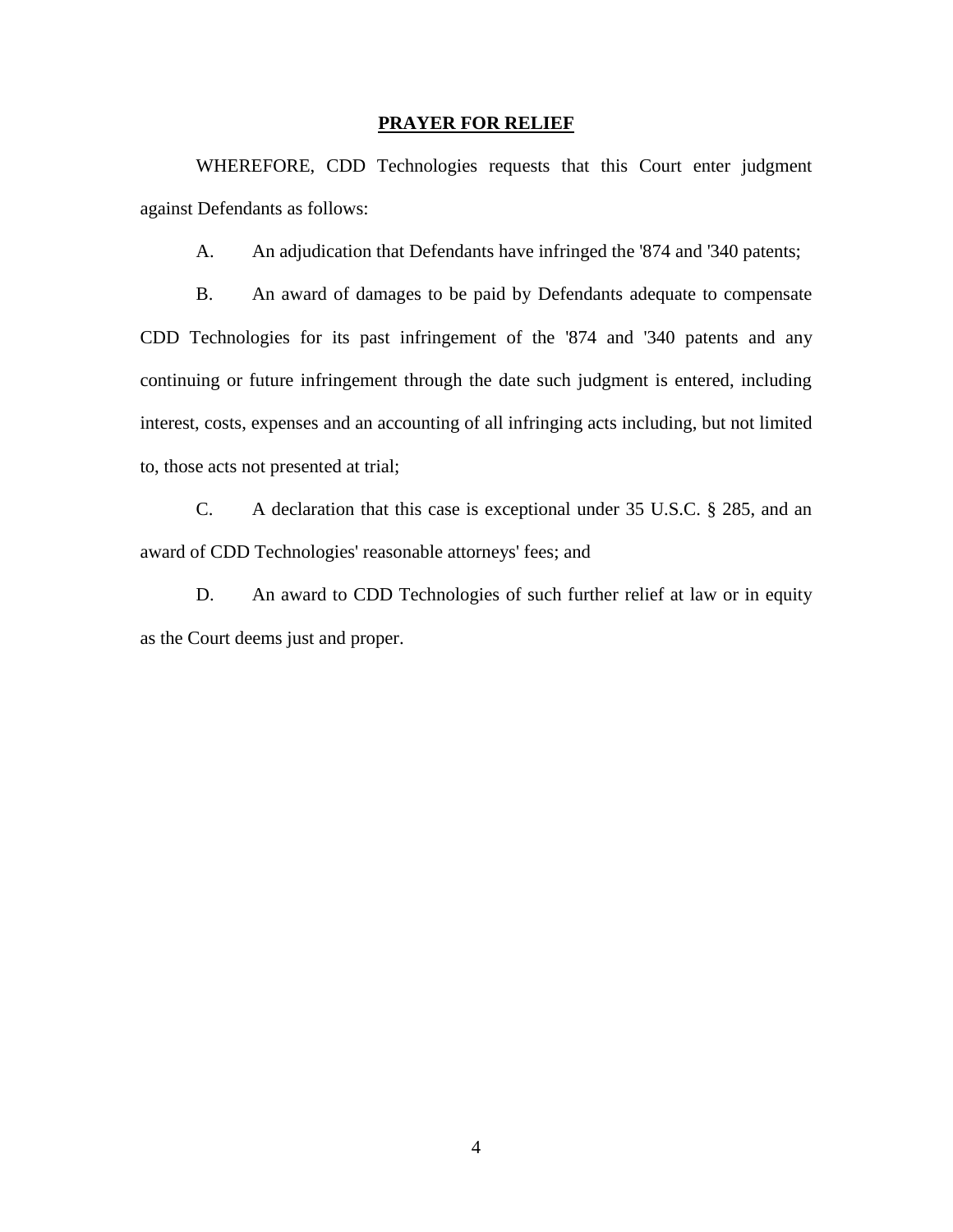## PRAYER FOR RELIEF

WHEREFORE, CDD Technologies requests that this Court enter judgment against Defendants as follows:

A. An adjudication that Defendants have infringed the '874 and '340 patents;

B. An award of damages to be paid by Defendants adequate to compensate CDD Technologies for its past infringement of the '874 and '340 patents and any continuing or future infringement through the date such judgment is entered, including interest, costs, expenses and an accounting of all infringing acts including, but not limited to, those acts not presented at trial;

C. A declaration that this case is exceptional under 35 U.S.C. § 285, and an award of CDD Technologies' reasonable attorneys' fees; and

D. An award to CDD Technologies of such further relief at law or in equity as the Court deems just and proper.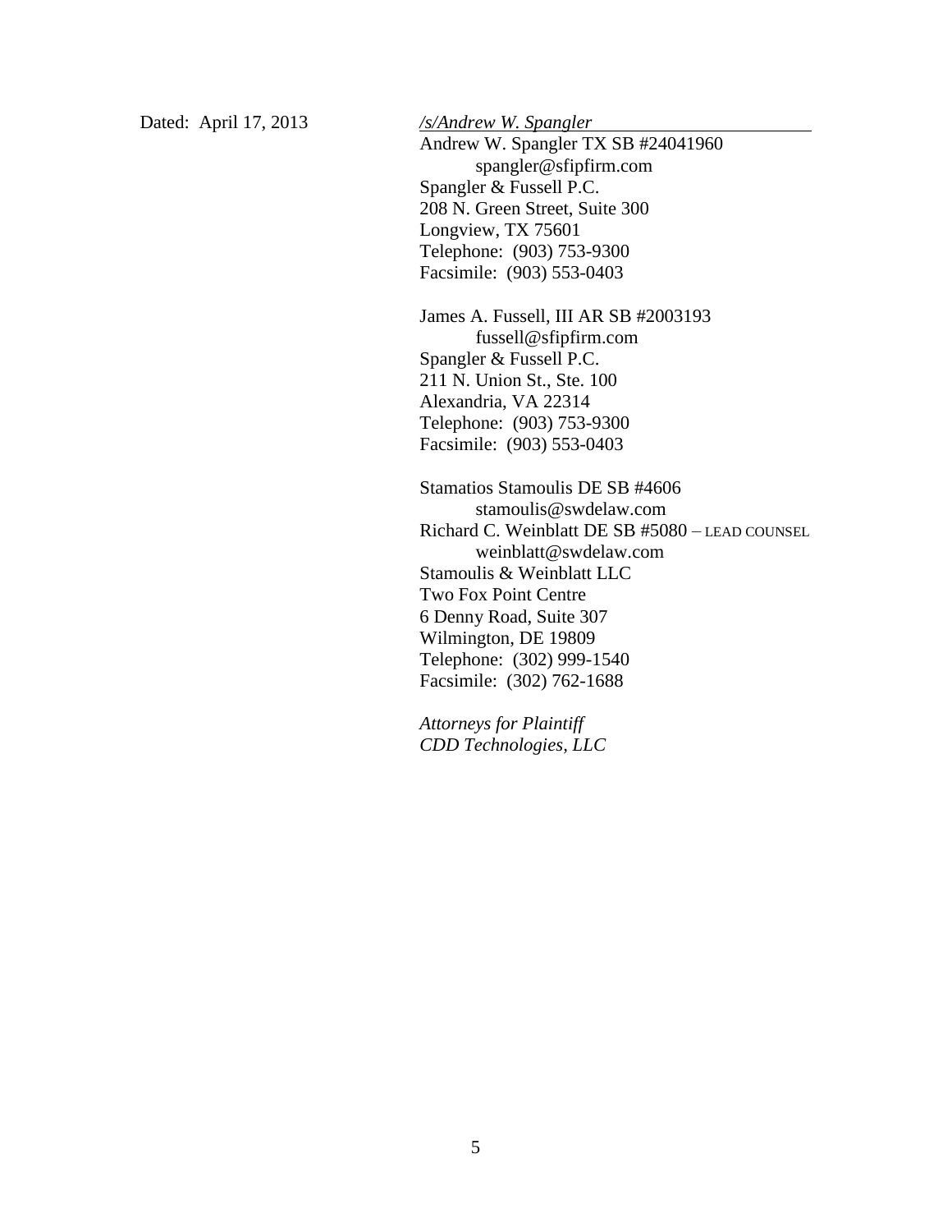Dated: April 17, 2013

*/s/Andrew W. Spangler*

Andrew W. Spangler TX SB #24041960
spangler@sfipfirm.com
Spangler & Fussell P.C.
208 N. Green Street, Suite 300
Longview, TX 75601
Telephone: (903) 753-9300
Facsimile: (903) 553-0403

James A. Fussell, III AR SB #2003193
fussell@sfipfirm.com
Spangler & Fussell P.C.
211 N. Union St., Ste. 100
Alexandria, VA 22314
Telephone: (903) 753-9300
Facsimile: (903) 553-0403

Stamatios Stamoulis DE SB #4606
stamoulis@swdelaw.com
Richard C. Weinblatt DE SB #5080 – LEAD COUNSEL
weinblatt@swdelaw.com
Stamoulis & Weinblatt LLC
Two Fox Point Centre
6 Denny Road, Suite 307
Wilmington, DE 19809
Telephone: (302) 999-1540
Facsimile: (302) 762-1688

*Attorneys for Plaintiff*
*CDD Technologies, LLC*